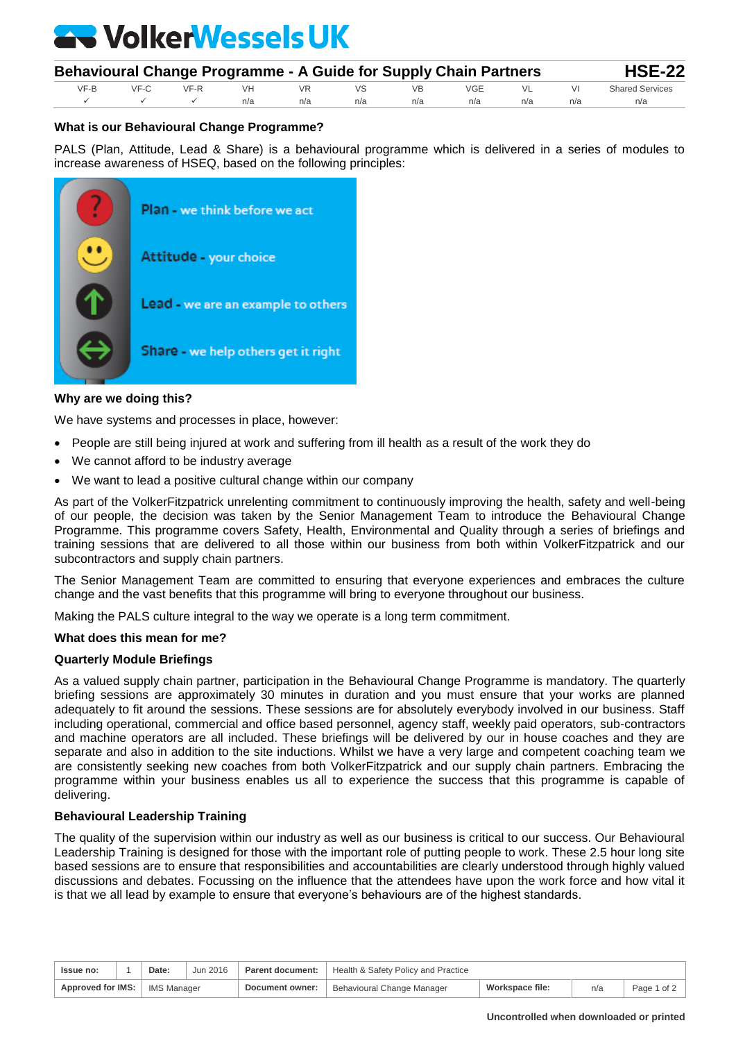# VolkerWessels UK

## Behavioural Change Programme - A Guide for Supply Chain Partners — HSE-22

| VF-B | VF-C | VF-R | VH | VR | VS | VB | VGE | VL | VI | Shared Services |
|---|---|---|---|---|---|---|---|---|---|---|
| ✓ | ✓ | ✓ | n/a | n/a | n/a | n/a | n/a | n/a | n/a | n/a |

**What is our Behavioural Change Programme?**

PALS (Plan, Attitude, Lead & Share) is a behavioural programme which is delivered in a series of modules to increase awareness of HSEQ, based on the following principles:

Plan - we think before we act

Attitude - your choice

Lead - we are an example to others

Share - we help others get it right

**Why are we doing this?**

We have systems and processes in place, however:

- People are still being injured at work and suffering from ill health as a result of the work they do
- We cannot afford to be industry average
- We want to lead a positive cultural change within our company

As part of the VolkerFitzpatrick unrelenting commitment to continuously improving the health, safety and well-being of our people, the decision was taken by the Senior Management Team to introduce the Behavioural Change Programme. This programme covers Safety, Health, Environmental and Quality through a series of briefings and training sessions that are delivered to all those within our business from both within VolkerFitzpatrick and our subcontractors and supply chain partners.

The Senior Management Team are committed to ensuring that everyone experiences and embraces the culture change and the vast benefits that this programme will bring to everyone throughout our business.

Making the PALS culture integral to the way we operate is a long term commitment.

**What does this mean for me?**

**Quarterly Module Briefings**

As a valued supply chain partner, participation in the Behavioural Change Programme is mandatory. The quarterly briefing sessions are approximately 30 minutes in duration and you must ensure that your works are planned adequately to fit around the sessions. These sessions are for absolutely everybody involved in our business. Staff including operational, commercial and office based personnel, agency staff, weekly paid operators, sub-contractors and machine operators are all included. These briefings will be delivered by our in house coaches and they are separate and also in addition to the site inductions. Whilst we have a very large and competent coaching team we are consistently seeking new coaches from both VolkerFitzpatrick and our supply chain partners. Embracing the programme within your business enables us all to experience the success that this programme is capable of delivering.

**Behavioural Leadership Training**

The quality of the supervision within our industry as well as our business is critical to our success. Our Behavioural Leadership Training is designed for those with the important role of putting people to work. These 2.5 hour long site based sessions are to ensure that responsibilities and accountabilities are clearly understood through highly valued discussions and debates. Focussing on the influence that the attendees have upon the work force and how vital it is that we all lead by example to ensure that everyone's behaviours are of the highest standards.

| | | | | | | | |
|---|---|---|---|---|---|---|---|
| Issue no: | 1 | Date: | Jun 2016 | Parent document: | Health & Safety Policy and Practice | | |
| Approved for IMS: | IMS Manager | | | Document owner: | Behavioural Change Manager | Workspace file: | n/a |

Uncontrolled when downloaded or printed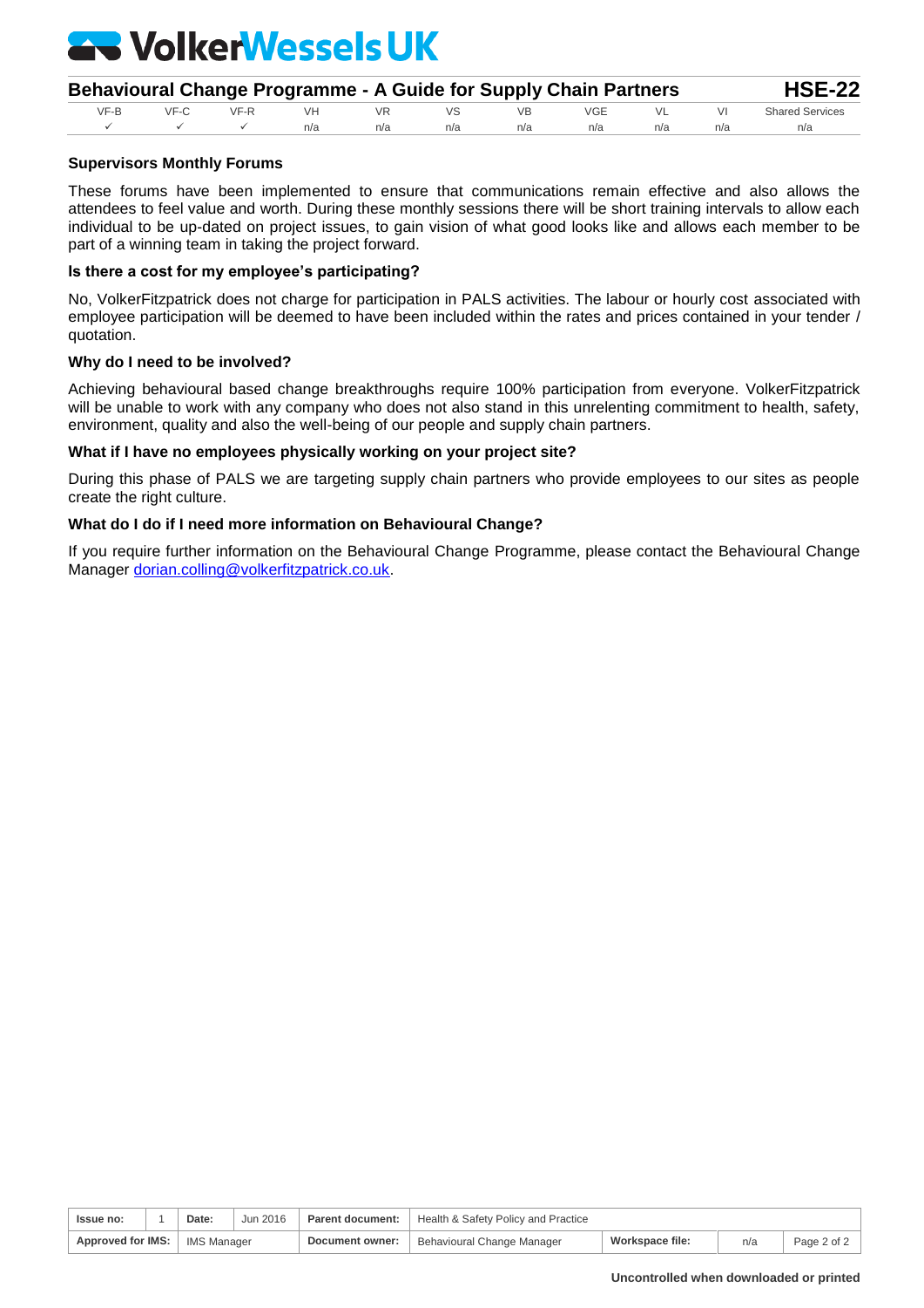### Supervisors Monthly Forums

These forums have been implemented to ensure that communications remain effective and also allows the attendees to feel value and worth. During these monthly sessions there will be short training intervals to allow each individual to be up-dated on project issues, to gain vision of what good looks like and allows each member to be part of a winning team in taking the project forward.

### Is there a cost for my employee's participating?

No, VolkerFitzpatrick does not charge for participation in PALS activities. The labour or hourly cost associated with employee participation will be deemed to have been included within the rates and prices contained in your tender / quotation.

### Why do I need to be involved?

Achieving behavioural based change breakthroughs require 100% participation from everyone. VolkerFitzpatrick will be unable to work with any company who does not also stand in this unrelenting commitment to health, safety, environment, quality and also the well-being of our people and supply chain partners.

### What if I have no employees physically working on your project site?

During this phase of PALS we are targeting supply chain partners who provide employees to our sites as people create the right culture.

### What do I do if I need more information on Behavioural Change?

If you require further information on the Behavioural Change Programme, please contact the Behavioural Change Manager dorian.colling@volkerfitzpatrick.co.uk.